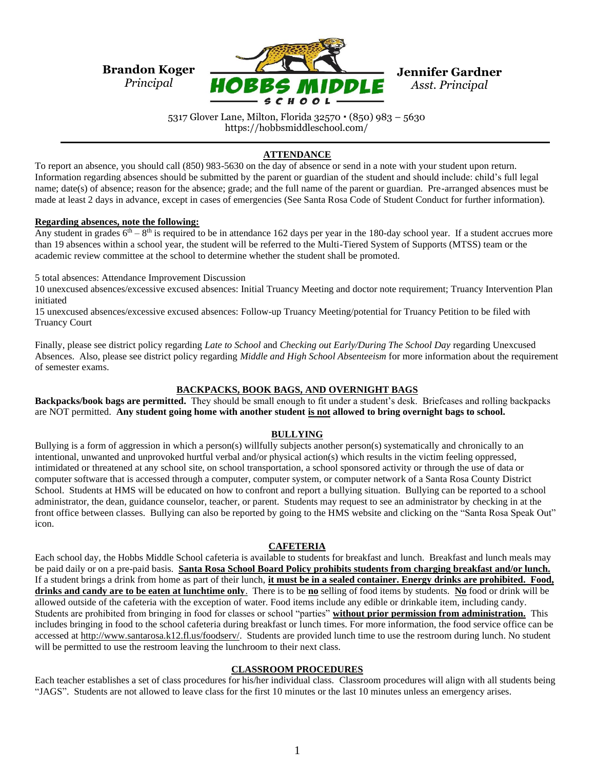**Brandon Koger**
*Principal*

# HOBBS MIDDLE SCHOOL

**Jennifer Gardner**
*Asst. Principal*

5317 Glover Lane, Milton, Florida 32570 • (850) 983 – 5630
https://hobbsmiddleschool.com/

---

## ATTENDANCE

To report an absence, you should call (850) 983-5630 on the day of absence or send in a note with your student upon return. Information regarding absences should be submitted by the parent or guardian of the student and should include: child's full legal name; date(s) of absence; reason for the absence; grade; and the full name of the parent or guardian. Pre-arranged absences must be made at least 2 days in advance, except in cases of emergencies (See Santa Rosa Code of Student Conduct for further information).

**Regarding absences, note the following:**

Any student in grades 6th – 8th is required to be in attendance 162 days per year in the 180-day school year. If a student accrues more than 19 absences within a school year, the student will be referred to the Multi-Tiered System of Supports (MTSS) team or the academic review committee at the school to determine whether the student shall be promoted.

5 total absences: Attendance Improvement Discussion

10 unexcused absences/excessive excused absences: Initial Truancy Meeting and doctor note requirement; Truancy Intervention Plan initiated

15 unexcused absences/excessive excused absences: Follow-up Truancy Meeting/potential for Truancy Petition to be filed with Truancy Court

Finally, please see district policy regarding *Late to School* and *Checking out Early/During The School Day* regarding Unexcused Absences. Also, please see district policy regarding *Middle and High School Absenteeism* for more information about the requirement of semester exams.

## BACKPACKS, BOOK BAGS, AND OVERNIGHT BAGS

**Backpacks/book bags are permitted.** They should be small enough to fit under a student's desk. Briefcases and rolling backpacks are NOT permitted. **Any student going home with another student is not allowed to bring overnight bags to school.**

## BULLYING

Bullying is a form of aggression in which a person(s) willfully subjects another person(s) systematically and chronically to an intentional, unwanted and unprovoked hurtful verbal and/or physical action(s) which results in the victim feeling oppressed, intimidated or threatened at any school site, on school transportation, a school sponsored activity or through the use of data or computer software that is accessed through a computer, computer system, or computer network of a Santa Rosa County District School. Students at HMS will be educated on how to confront and report a bullying situation. Bullying can be reported to a school administrator, the dean, guidance counselor, teacher, or parent. Students may request to see an administrator by checking in at the front office between classes. Bullying can also be reported by going to the HMS website and clicking on the "Santa Rosa Speak Out" icon.

## CAFETERIA

Each school day, the Hobbs Middle School cafeteria is available to students for breakfast and lunch. Breakfast and lunch meals may be paid daily or on a pre-paid basis. **Santa Rosa School Board Policy prohibits students from charging breakfast and/or lunch.** If a student brings a drink from home as part of their lunch, **it must be in a sealed container. Energy drinks are prohibited. Food, drinks and candy are to be eaten at lunchtime only**. There is to be **no** selling of food items by students. **No** food or drink will be allowed outside of the cafeteria with the exception of water. Food items include any edible or drinkable item, including candy. Students are prohibited from bringing in food for classes or school "parties" **without prior permission from administration.** This includes bringing in food to the school cafeteria during breakfast or lunch times. For more information, the food service office can be accessed at http://www.santarosa.k12.fl.us/foodserv/. Students are provided lunch time to use the restroom during lunch. No student will be permitted to use the restroom leaving the lunchroom to their next class.

## CLASSROOM PROCEDURES

Each teacher establishes a set of class procedures for his/her individual class. Classroom procedures will align with all students being "JAGS". Students are not allowed to leave class for the first 10 minutes or the last 10 minutes unless an emergency arises.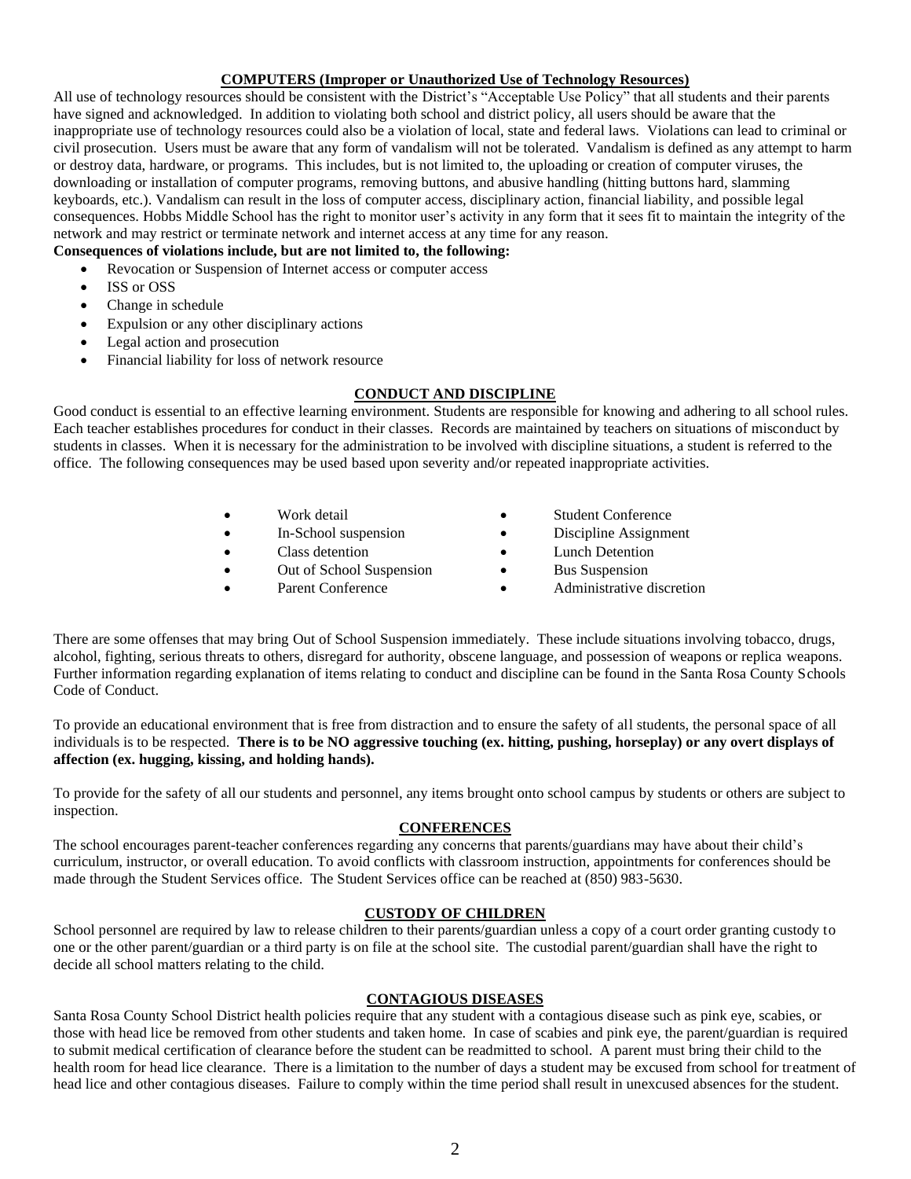## COMPUTERS (Improper or Unauthorized Use of Technology Resources)

All use of technology resources should be consistent with the District's "Acceptable Use Policy" that all students and their parents have signed and acknowledged. In addition to violating both school and district policy, all users should be aware that the inappropriate use of technology resources could also be a violation of local, state and federal laws. Violations can lead to criminal or civil prosecution. Users must be aware that any form of vandalism will not be tolerated. Vandalism is defined as any attempt to harm or destroy data, hardware, or programs. This includes, but is not limited to, the uploading or creation of computer viruses, the downloading or installation of computer programs, removing buttons, and abusive handling (hitting buttons hard, slamming keyboards, etc.). Vandalism can result in the loss of computer access, disciplinary action, financial liability, and possible legal consequences. Hobbs Middle School has the right to monitor user's activity in any form that it sees fit to maintain the integrity of the network and may restrict or terminate network and internet access at any time for any reason.

**Consequences of violations include, but are not limited to, the following:**

- Revocation or Suspension of Internet access or computer access
- ISS or OSS
- Change in schedule
- Expulsion or any other disciplinary actions
- Legal action and prosecution
- Financial liability for loss of network resource

## CONDUCT AND DISCIPLINE

Good conduct is essential to an effective learning environment. Students are responsible for knowing and adhering to all school rules. Each teacher establishes procedures for conduct in their classes. Records are maintained by teachers on situations of misconduct by students in classes. When it is necessary for the administration to be involved with discipline situations, a student is referred to the office. The following consequences may be used based upon severity and/or repeated inappropriate activities.

- Work detail
- In-School suspension
- Class detention
- Out of School Suspension
- Parent Conference
- Student Conference
- Discipline Assignment
- Lunch Detention
- Bus Suspension
- Administrative discretion

There are some offenses that may bring Out of School Suspension immediately. These include situations involving tobacco, drugs, alcohol, fighting, serious threats to others, disregard for authority, obscene language, and possession of weapons or replica weapons. Further information regarding explanation of items relating to conduct and discipline can be found in the Santa Rosa County Schools Code of Conduct.

To provide an educational environment that is free from distraction and to ensure the safety of all students, the personal space of all individuals is to be respected. **There is to be NO aggressive touching (ex. hitting, pushing, horseplay) or any overt displays of affection (ex. hugging, kissing, and holding hands).**

To provide for the safety of all our students and personnel, any items brought onto school campus by students or others are subject to inspection.

## CONFERENCES

The school encourages parent-teacher conferences regarding any concerns that parents/guardians may have about their child's curriculum, instructor, or overall education. To avoid conflicts with classroom instruction, appointments for conferences should be made through the Student Services office. The Student Services office can be reached at (850) 983-5630.

## CUSTODY OF CHILDREN

School personnel are required by law to release children to their parents/guardian unless a copy of a court order granting custody to one or the other parent/guardian or a third party is on file at the school site. The custodial parent/guardian shall have the right to decide all school matters relating to the child.

## CONTAGIOUS DISEASES

Santa Rosa County School District health policies require that any student with a contagious disease such as pink eye, scabies, or those with head lice be removed from other students and taken home. In case of scabies and pink eye, the parent/guardian is required to submit medical certification of clearance before the student can be readmitted to school. A parent must bring their child to the health room for head lice clearance. There is a limitation to the number of days a student may be excused from school for treatment of head lice and other contagious diseases. Failure to comply within the time period shall result in unexcused absences for the student.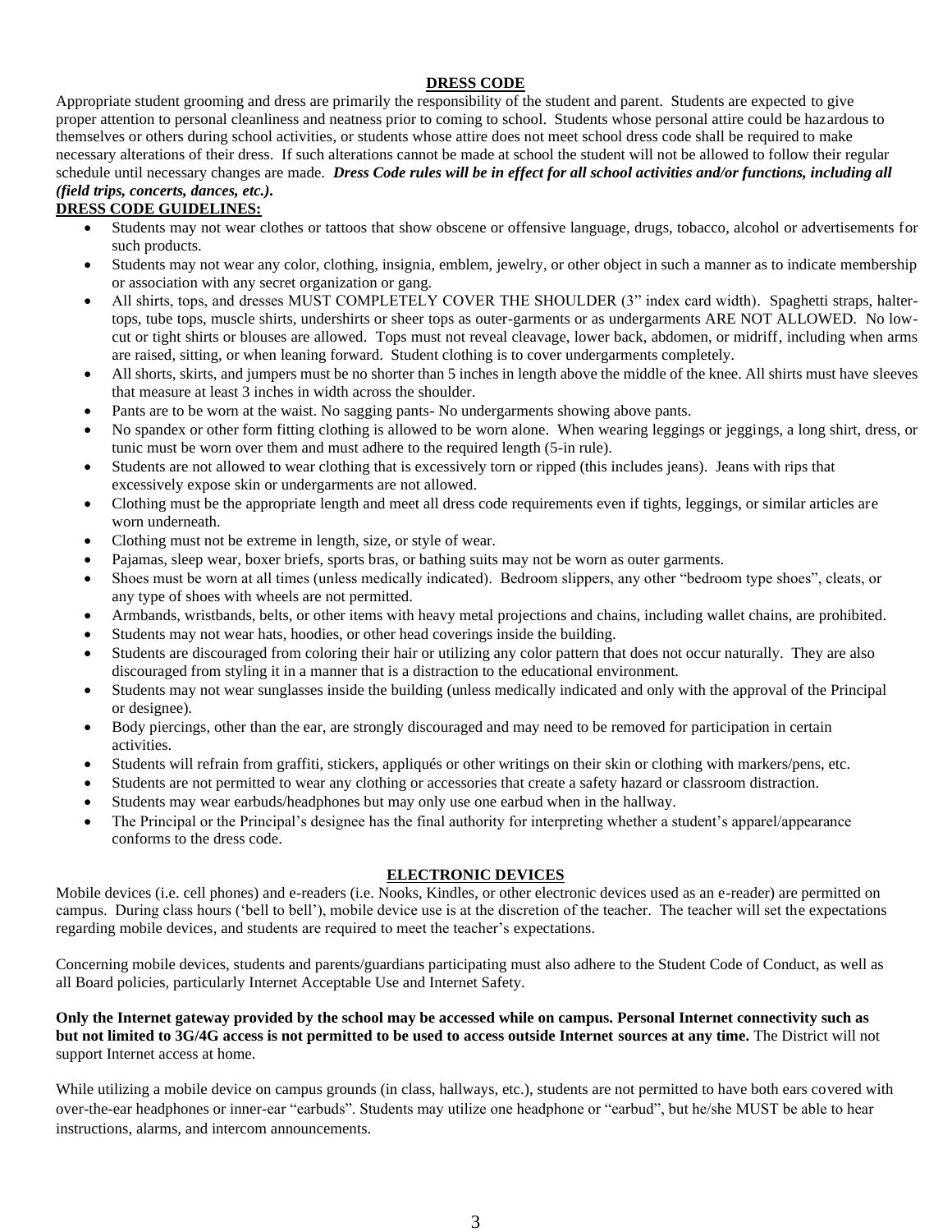## DRESS CODE

Appropriate student grooming and dress are primarily the responsibility of the student and parent. Students are expected to give proper attention to personal cleanliness and neatness prior to coming to school. Students whose personal attire could be hazardous to themselves or others during school activities, or students whose attire does not meet school dress code shall be required to make necessary alterations of their dress. If such alterations cannot be made at school the student will not be allowed to follow their regular schedule until necessary changes are made. ***Dress Code rules will be in effect for all school activities and/or functions, including all (field trips, concerts, dances, etc.).***

**DRESS CODE GUIDELINES:**

- Students may not wear clothes or tattoos that show obscene or offensive language, drugs, tobacco, alcohol or advertisements for such products.
- Students may not wear any color, clothing, insignia, emblem, jewelry, or other object in such a manner as to indicate membership or association with any secret organization or gang.
- All shirts, tops, and dresses MUST COMPLETELY COVER THE SHOULDER (3" index card width). Spaghetti straps, halter-tops, tube tops, muscle shirts, undershirts or sheer tops as outer-garments or as undergarments ARE NOT ALLOWED. No low-cut or tight shirts or blouses are allowed. Tops must not reveal cleavage, lower back, abdomen, or midriff, including when arms are raised, sitting, or when leaning forward. Student clothing is to cover undergarments completely.
- All shorts, skirts, and jumpers must be no shorter than 5 inches in length above the middle of the knee. All shirts must have sleeves that measure at least 3 inches in width across the shoulder.
- Pants are to be worn at the waist. No sagging pants- No undergarments showing above pants.
- No spandex or other form fitting clothing is allowed to be worn alone. When wearing leggings or jeggings, a long shirt, dress, or tunic must be worn over them and must adhere to the required length (5-in rule).
- Students are not allowed to wear clothing that is excessively torn or ripped (this includes jeans). Jeans with rips that excessively expose skin or undergarments are not allowed.
- Clothing must be the appropriate length and meet all dress code requirements even if tights, leggings, or similar articles are worn underneath.
- Clothing must not be extreme in length, size, or style of wear.
- Pajamas, sleep wear, boxer briefs, sports bras, or bathing suits may not be worn as outer garments.
- Shoes must be worn at all times (unless medically indicated). Bedroom slippers, any other "bedroom type shoes", cleats, or any type of shoes with wheels are not permitted.
- Armbands, wristbands, belts, or other items with heavy metal projections and chains, including wallet chains, are prohibited.
- Students may not wear hats, hoodies, or other head coverings inside the building.
- Students are discouraged from coloring their hair or utilizing any color pattern that does not occur naturally. They are also discouraged from styling it in a manner that is a distraction to the educational environment.
- Students may not wear sunglasses inside the building (unless medically indicated and only with the approval of the Principal or designee).
- Body piercings, other than the ear, are strongly discouraged and may need to be removed for participation in certain activities.
- Students will refrain from graffiti, stickers, appliqués or other writings on their skin or clothing with markers/pens, etc.
- Students are not permitted to wear any clothing or accessories that create a safety hazard or classroom distraction.
- Students may wear earbuds/headphones but may only use one earbud when in the hallway.
- The Principal or the Principal's designee has the final authority for interpreting whether a student's apparel/appearance conforms to the dress code.

## ELECTRONIC DEVICES

Mobile devices (i.e. cell phones) and e-readers (i.e. Nooks, Kindles, or other electronic devices used as an e-reader) are permitted on campus. During class hours ('bell to bell'), mobile device use is at the discretion of the teacher. The teacher will set the expectations regarding mobile devices, and students are required to meet the teacher's expectations.

Concerning mobile devices, students and parents/guardians participating must also adhere to the Student Code of Conduct, as well as all Board policies, particularly Internet Acceptable Use and Internet Safety.

**Only the Internet gateway provided by the school may be accessed while on campus. Personal Internet connectivity such as but not limited to 3G/4G access is not permitted to be used to access outside Internet sources at any time.** The District will not support Internet access at home.

While utilizing a mobile device on campus grounds (in class, hallways, etc.), students are not permitted to have both ears covered with over-the-ear headphones or inner-ear "earbuds". Students may utilize one headphone or "earbud", but he/she MUST be able to hear instructions, alarms, and intercom announcements.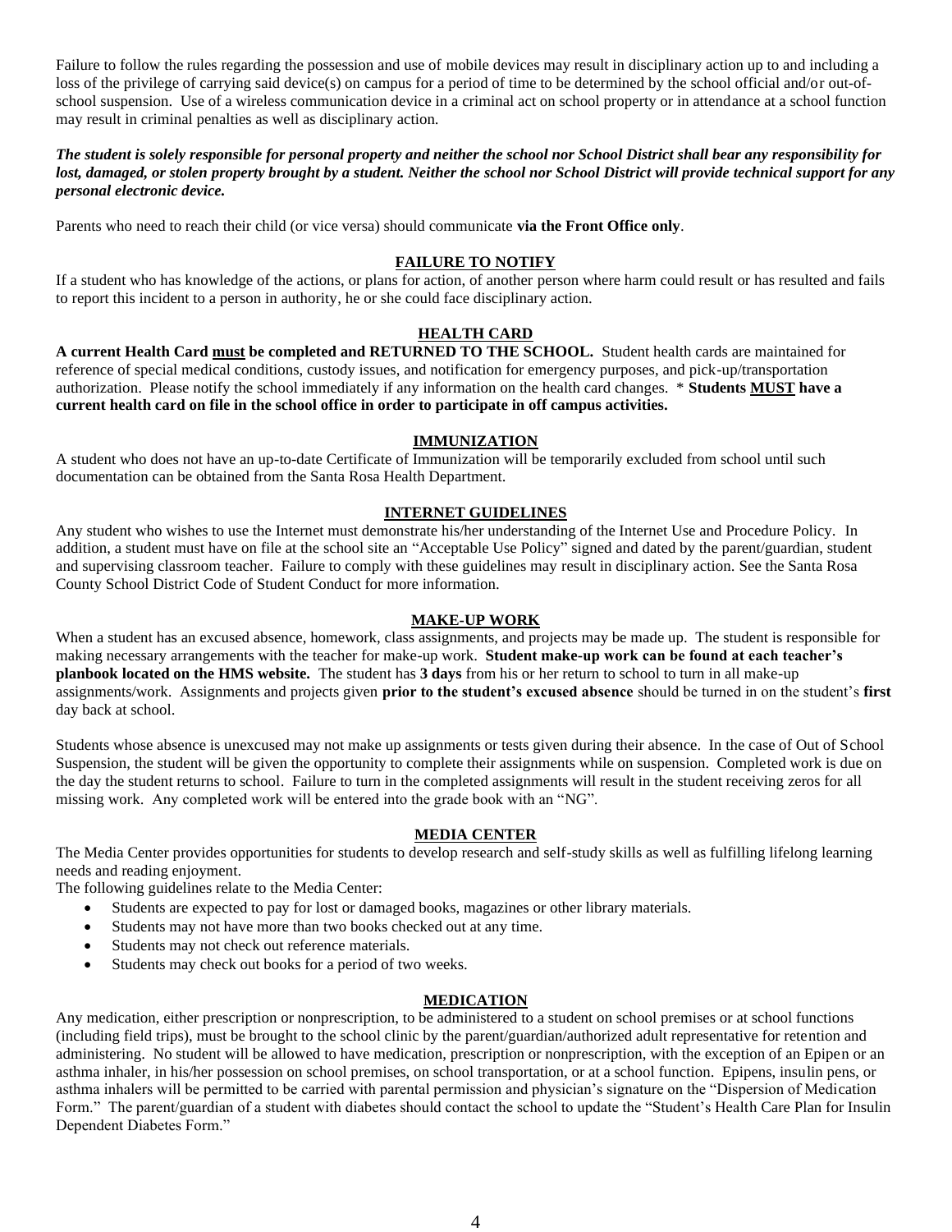Failure to follow the rules regarding the possession and use of mobile devices may result in disciplinary action up to and including a loss of the privilege of carrying said device(s) on campus for a period of time to be determined by the school official and/or out-of-school suspension. Use of a wireless communication device in a criminal act on school property or in attendance at a school function may result in criminal penalties as well as disciplinary action.

***The student is solely responsible for personal property and neither the school nor School District shall bear any responsibility for lost, damaged, or stolen property brought by a student. Neither the school nor School District will provide technical support for any personal electronic device.***

Parents who need to reach their child (or vice versa) should communicate **via the Front Office only**.

## FAILURE TO NOTIFY

If a student who has knowledge of the actions, or plans for action, of another person where harm could result or has resulted and fails to report this incident to a person in authority, he or she could face disciplinary action.

## HEALTH CARD

**A current Health Card must be completed and RETURNED TO THE SCHOOL.** Student health cards are maintained for reference of special medical conditions, custody issues, and notification for emergency purposes, and pick-up/transportation authorization. Please notify the school immediately if any information on the health card changes. * **Students MUST have a current health card on file in the school office in order to participate in off campus activities.**

## IMMUNIZATION

A student who does not have an up-to-date Certificate of Immunization will be temporarily excluded from school until such documentation can be obtained from the Santa Rosa Health Department.

## INTERNET GUIDELINES

Any student who wishes to use the Internet must demonstrate his/her understanding of the Internet Use and Procedure Policy. In addition, a student must have on file at the school site an "Acceptable Use Policy" signed and dated by the parent/guardian, student and supervising classroom teacher. Failure to comply with these guidelines may result in disciplinary action. See the Santa Rosa County School District Code of Student Conduct for more information.

## MAKE-UP WORK

When a student has an excused absence, homework, class assignments, and projects may be made up. The student is responsible for making necessary arrangements with the teacher for make-up work. **Student make-up work can be found at each teacher's planbook located on the HMS website.** The student has **3 days** from his or her return to school to turn in all make-up assignments/work. Assignments and projects given **prior to the student's excused absence** should be turned in on the student's **first** day back at school.

Students whose absence is unexcused may not make up assignments or tests given during their absence. In the case of Out of School Suspension, the student will be given the opportunity to complete their assignments while on suspension. Completed work is due on the day the student returns to school. Failure to turn in the completed assignments will result in the student receiving zeros for all missing work. Any completed work will be entered into the grade book with an "NG".

## MEDIA CENTER

The Media Center provides opportunities for students to develop research and self-study skills as well as fulfilling lifelong learning needs and reading enjoyment.
The following guidelines relate to the Media Center:

- Students are expected to pay for lost or damaged books, magazines or other library materials.
- Students may not have more than two books checked out at any time.
- Students may not check out reference materials.
- Students may check out books for a period of two weeks.

## MEDICATION

Any medication, either prescription or nonprescription, to be administered to a student on school premises or at school functions (including field trips), must be brought to the school clinic by the parent/guardian/authorized adult representative for retention and administering. No student will be allowed to have medication, prescription or nonprescription, with the exception of an Epipen or an asthma inhaler, in his/her possession on school premises, on school transportation, or at a school function. Epipens, insulin pens, or asthma inhalers will be permitted to be carried with parental permission and physician's signature on the "Dispersion of Medication Form." The parent/guardian of a student with diabetes should contact the school to update the "Student's Health Care Plan for Insulin Dependent Diabetes Form."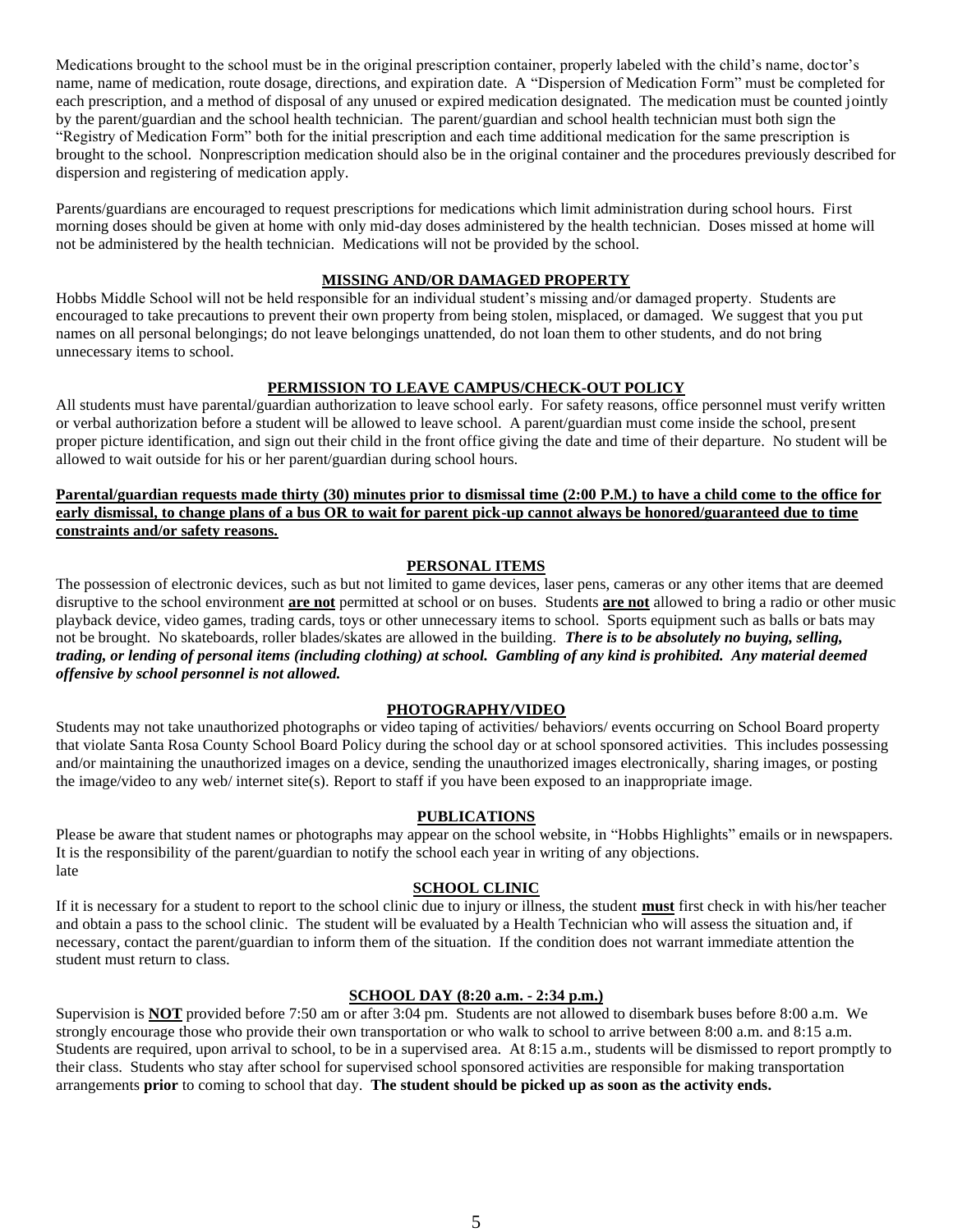Medications brought to the school must be in the original prescription container, properly labeled with the child's name, doctor's name, name of medication, route dosage, directions, and expiration date. A "Dispersion of Medication Form" must be completed for each prescription, and a method of disposal of any unused or expired medication designated. The medication must be counted jointly by the parent/guardian and the school health technician. The parent/guardian and school health technician must both sign the "Registry of Medication Form" both for the initial prescription and each time additional medication for the same prescription is brought to the school. Nonprescription medication should also be in the original container and the procedures previously described for dispersion and registering of medication apply.

Parents/guardians are encouraged to request prescriptions for medications which limit administration during school hours. First morning doses should be given at home with only mid-day doses administered by the health technician. Doses missed at home will not be administered by the health technician. Medications will not be provided by the school.

## MISSING AND/OR DAMAGED PROPERTY

Hobbs Middle School will not be held responsible for an individual student's missing and/or damaged property. Students are encouraged to take precautions to prevent their own property from being stolen, misplaced, or damaged. We suggest that you put names on all personal belongings; do not leave belongings unattended, do not loan them to other students, and do not bring unnecessary items to school.

## PERMISSION TO LEAVE CAMPUS/CHECK-OUT POLICY

All students must have parental/guardian authorization to leave school early. For safety reasons, office personnel must verify written or verbal authorization before a student will be allowed to leave school. A parent/guardian must come inside the school, present proper picture identification, and sign out their child in the front office giving the date and time of their departure. No student will be allowed to wait outside for his or her parent/guardian during school hours.

**Parental/guardian requests made thirty (30) minutes prior to dismissal time (2:00 P.M.) to have a child come to the office for early dismissal, to change plans of a bus OR to wait for parent pick-up cannot always be honored/guaranteed due to time constraints and/or safety reasons.**

## PERSONAL ITEMS

The possession of electronic devices, such as but not limited to game devices, laser pens, cameras or any other items that are deemed disruptive to the school environment **are not** permitted at school or on buses. Students **are not** allowed to bring a radio or other music playback device, video games, trading cards, toys or other unnecessary items to school. Sports equipment such as balls or bats may not be brought. No skateboards, roller blades/skates are allowed in the building. ***There is to be absolutely no buying, selling, trading, or lending of personal items (including clothing) at school. Gambling of any kind is prohibited. Any material deemed offensive by school personnel is not allowed.***

## PHOTOGRAPHY/VIDEO

Students may not take unauthorized photographs or video taping of activities/ behaviors/ events occurring on School Board property that violate Santa Rosa County School Board Policy during the school day or at school sponsored activities. This includes possessing and/or maintaining the unauthorized images on a device, sending the unauthorized images electronically, sharing images, or posting the image/video to any web/ internet site(s). Report to staff if you have been exposed to an inappropriate image.

## PUBLICATIONS

Please be aware that student names or photographs may appear on the school website, in "Hobbs Highlights" emails or in newspapers. It is the responsibility of the parent/guardian to notify the school each year in writing of any objections.
late

## SCHOOL CLINIC

If it is necessary for a student to report to the school clinic due to injury or illness, the student **must** first check in with his/her teacher and obtain a pass to the school clinic. The student will be evaluated by a Health Technician who will assess the situation and, if necessary, contact the parent/guardian to inform them of the situation. If the condition does not warrant immediate attention the student must return to class.

## SCHOOL DAY (8:20 a.m. - 2:34 p.m.)

Supervision is **NOT** provided before 7:50 am or after 3:04 pm. Students are not allowed to disembark buses before 8:00 a.m. We strongly encourage those who provide their own transportation or who walk to school to arrive between 8:00 a.m. and 8:15 a.m. Students are required, upon arrival to school, to be in a supervised area. At 8:15 a.m., students will be dismissed to report promptly to their class. Students who stay after school for supervised school sponsored activities are responsible for making transportation arrangements **prior** to coming to school that day. **The student should be picked up as soon as the activity ends.**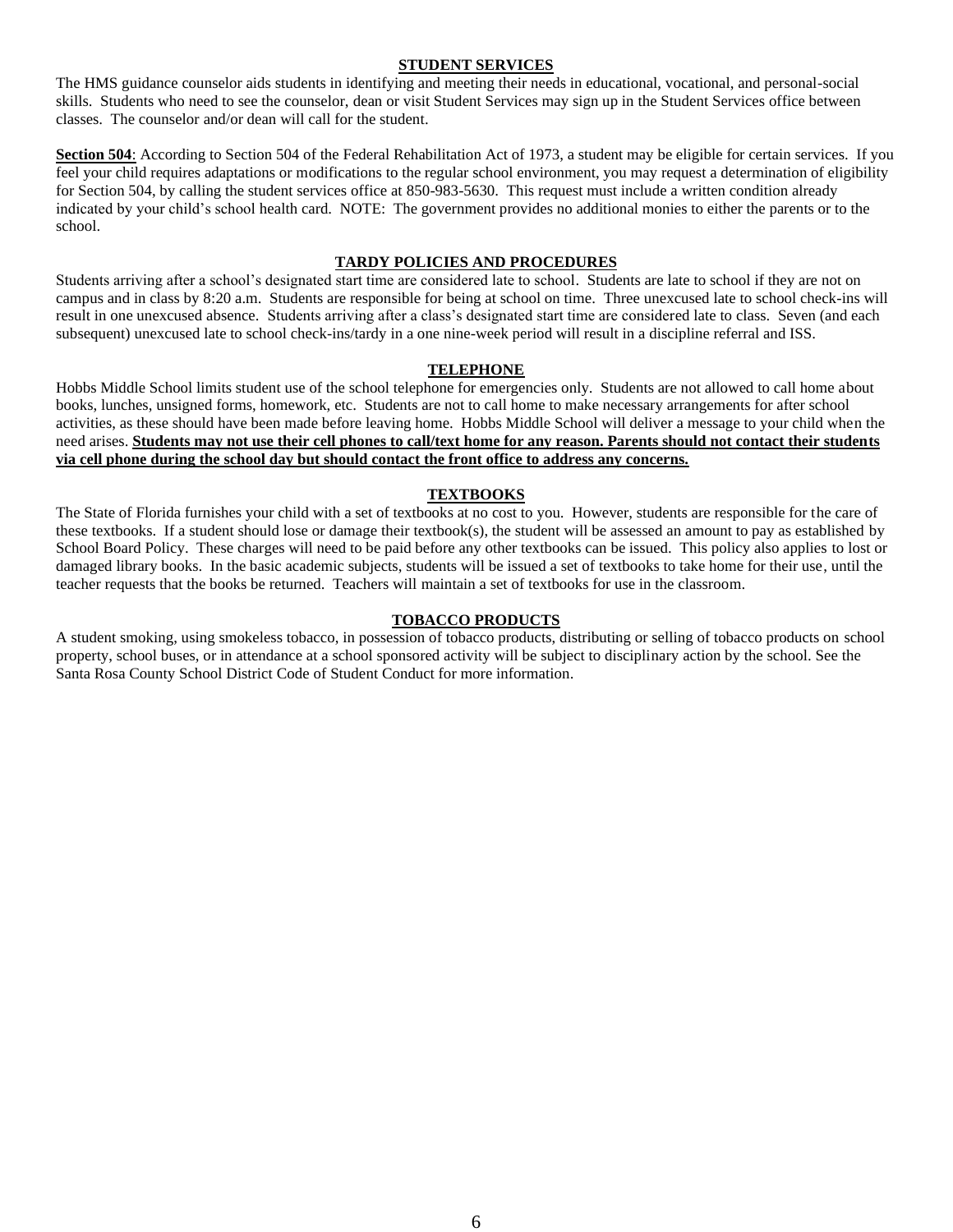## STUDENT SERVICES

The HMS guidance counselor aids students in identifying and meeting their needs in educational, vocational, and personal-social skills. Students who need to see the counselor, dean or visit Student Services may sign up in the Student Services office between classes. The counselor and/or dean will call for the student.

**Section 504**: According to Section 504 of the Federal Rehabilitation Act of 1973, a student may be eligible for certain services. If you feel your child requires adaptations or modifications to the regular school environment, you may request a determination of eligibility for Section 504, by calling the student services office at 850-983-5630. This request must include a written condition already indicated by your child's school health card. NOTE: The government provides no additional monies to either the parents or to the school.

## TARDY POLICIES AND PROCEDURES

Students arriving after a school's designated start time are considered late to school. Students are late to school if they are not on campus and in class by 8:20 a.m. Students are responsible for being at school on time. Three unexcused late to school check-ins will result in one unexcused absence. Students arriving after a class's designated start time are considered late to class. Seven (and each subsequent) unexcused late to school check-ins/tardy in a one nine-week period will result in a discipline referral and ISS.

## TELEPHONE

Hobbs Middle School limits student use of the school telephone for emergencies only. Students are not allowed to call home about books, lunches, unsigned forms, homework, etc. Students are not to call home to make necessary arrangements for after school activities, as these should have been made before leaving home. Hobbs Middle School will deliver a message to your child when the need arises. **Students may not use their cell phones to call/text home for any reason. Parents should not contact their students via cell phone during the school day but should contact the front office to address any concerns.**

## TEXTBOOKS

The State of Florida furnishes your child with a set of textbooks at no cost to you. However, students are responsible for the care of these textbooks. If a student should lose or damage their textbook(s), the student will be assessed an amount to pay as established by School Board Policy. These charges will need to be paid before any other textbooks can be issued. This policy also applies to lost or damaged library books. In the basic academic subjects, students will be issued a set of textbooks to take home for their use, until the teacher requests that the books be returned. Teachers will maintain a set of textbooks for use in the classroom.

## TOBACCO PRODUCTS

A student smoking, using smokeless tobacco, in possession of tobacco products, distributing or selling of tobacco products on school property, school buses, or in attendance at a school sponsored activity will be subject to disciplinary action by the school. See the Santa Rosa County School District Code of Student Conduct for more information.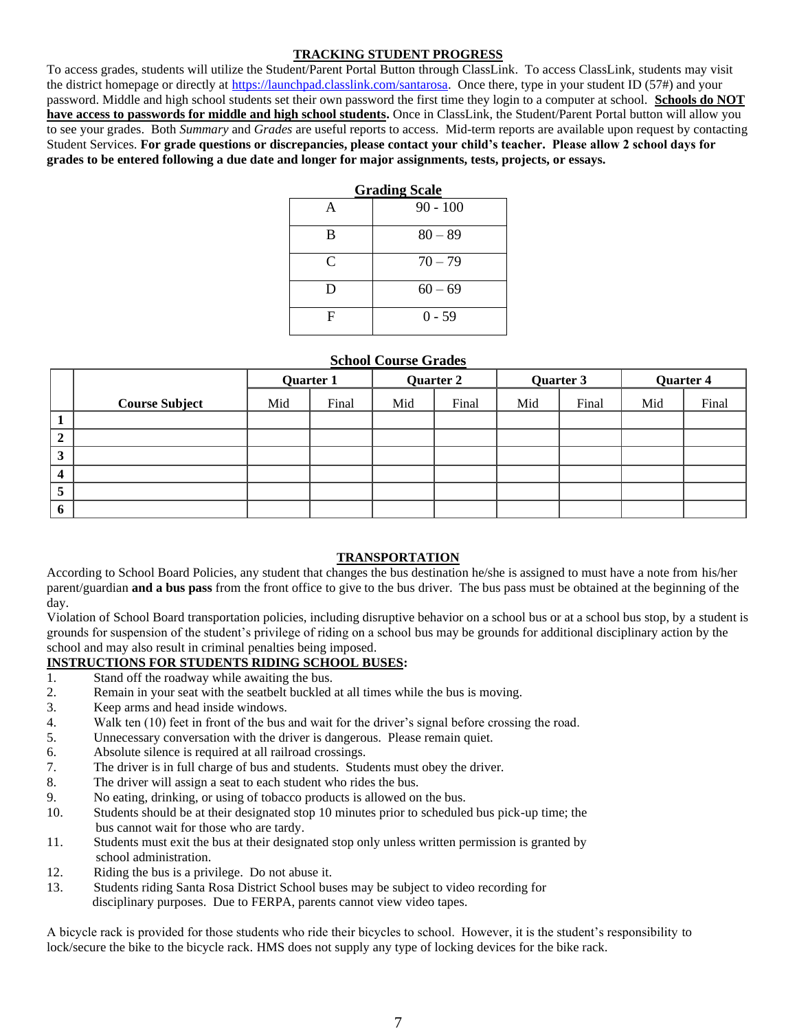## TRACKING STUDENT PROGRESS

To access grades, students will utilize the Student/Parent Portal Button through ClassLink. To access ClassLink, students may visit the district homepage or directly at https://launchpad.classlink.com/santarosa. Once there, type in your student ID (57#) and your password. Middle and high school students set their own password the first time they login to a computer at school. **Schools do NOT have access to passwords for middle and high school students.** Once in ClassLink, the Student/Parent Portal button will allow you to see your grades. Both *Summary* and *Grades* are useful reports to access. Mid-term reports are available upon request by contacting Student Services. **For grade questions or discrepancies, please contact your child's teacher. Please allow 2 school days for grades to be entered following a due date and longer for major assignments, tests, projects, or essays.**

**Grading Scale**

| | |
|---|---|
| A | 90 - 100 |
| B | 80 – 89 |
| C | 70 – 79 |
| D | 60 – 69 |
| F | 0 - 59 |

**School Course Grades**

| | Course Subject | Quarter 1 | | Quarter 2 | | Quarter 3 | | Quarter 4 | |
|---|---|---|---|---|---|---|---|---|---|
| | | Mid | Final | Mid | Final | Mid | Final | Mid | Final |
| **1** | | | | | | | | | |
| **2** | | | | | | | | | |
| **3** | | | | | | | | | |
| **4** | | | | | | | | | |
| **5** | | | | | | | | | |
| **6** | | | | | | | | | |

## TRANSPORTATION

According to School Board Policies, any student that changes the bus destination he/she is assigned to must have a note from his/her parent/guardian **and a bus pass** from the front office to give to the bus driver. The bus pass must be obtained at the beginning of the day.

Violation of School Board transportation policies, including disruptive behavior on a school bus or at a school bus stop, by a student is grounds for suspension of the student's privilege of riding on a school bus may be grounds for additional disciplinary action by the school and may also result in criminal penalties being imposed.

**INSTRUCTIONS FOR STUDENTS RIDING SCHOOL BUSES:**

1. Stand off the roadway while awaiting the bus.
2. Remain in your seat with the seatbelt buckled at all times while the bus is moving.
3. Keep arms and head inside windows.
4. Walk ten (10) feet in front of the bus and wait for the driver's signal before crossing the road.
5. Unnecessary conversation with the driver is dangerous. Please remain quiet.
6. Absolute silence is required at all railroad crossings.
7. The driver is in full charge of bus and students. Students must obey the driver.
8. The driver will assign a seat to each student who rides the bus.
9. No eating, drinking, or using of tobacco products is allowed on the bus.
10. Students should be at their designated stop 10 minutes prior to scheduled bus pick-up time; the bus cannot wait for those who are tardy.
11. Students must exit the bus at their designated stop only unless written permission is granted by school administration.
12. Riding the bus is a privilege. Do not abuse it.
13. Students riding Santa Rosa District School buses may be subject to video recording for disciplinary purposes. Due to FERPA, parents cannot view video tapes.

A bicycle rack is provided for those students who ride their bicycles to school. However, it is the student's responsibility to lock/secure the bike to the bicycle rack. HMS does not supply any type of locking devices for the bike rack.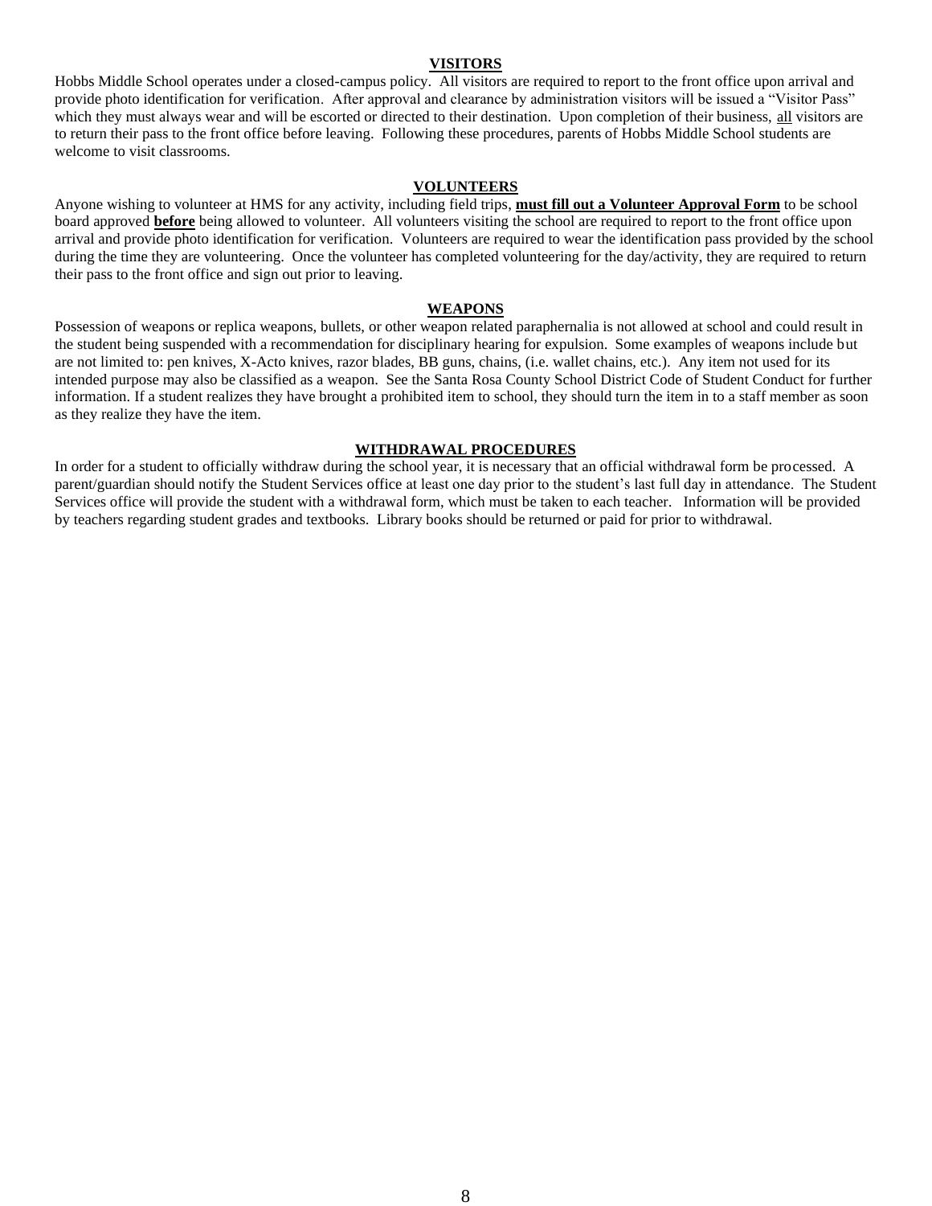## VISITORS

Hobbs Middle School operates under a closed-campus policy. All visitors are required to report to the front office upon arrival and provide photo identification for verification. After approval and clearance by administration visitors will be issued a "Visitor Pass" which they must always wear and will be escorted or directed to their destination. Upon completion of their business, all visitors are to return their pass to the front office before leaving. Following these procedures, parents of Hobbs Middle School students are welcome to visit classrooms.

## VOLUNTEERS

Anyone wishing to volunteer at HMS for any activity, including field trips, **must fill out a Volunteer Approval Form** to be school board approved **before** being allowed to volunteer. All volunteers visiting the school are required to report to the front office upon arrival and provide photo identification for verification. Volunteers are required to wear the identification pass provided by the school during the time they are volunteering. Once the volunteer has completed volunteering for the day/activity, they are required to return their pass to the front office and sign out prior to leaving.

## WEAPONS

Possession of weapons or replica weapons, bullets, or other weapon related paraphernalia is not allowed at school and could result in the student being suspended with a recommendation for disciplinary hearing for expulsion. Some examples of weapons include but are not limited to: pen knives, X-Acto knives, razor blades, BB guns, chains, (i.e. wallet chains, etc.). Any item not used for its intended purpose may also be classified as a weapon. See the Santa Rosa County School District Code of Student Conduct for further information. If a student realizes they have brought a prohibited item to school, they should turn the item in to a staff member as soon as they realize they have the item.

## WITHDRAWAL PROCEDURES

In order for a student to officially withdraw during the school year, it is necessary that an official withdrawal form be processed. A parent/guardian should notify the Student Services office at least one day prior to the student's last full day in attendance. The Student Services office will provide the student with a withdrawal form, which must be taken to each teacher. Information will be provided by teachers regarding student grades and textbooks. Library books should be returned or paid for prior to withdrawal.